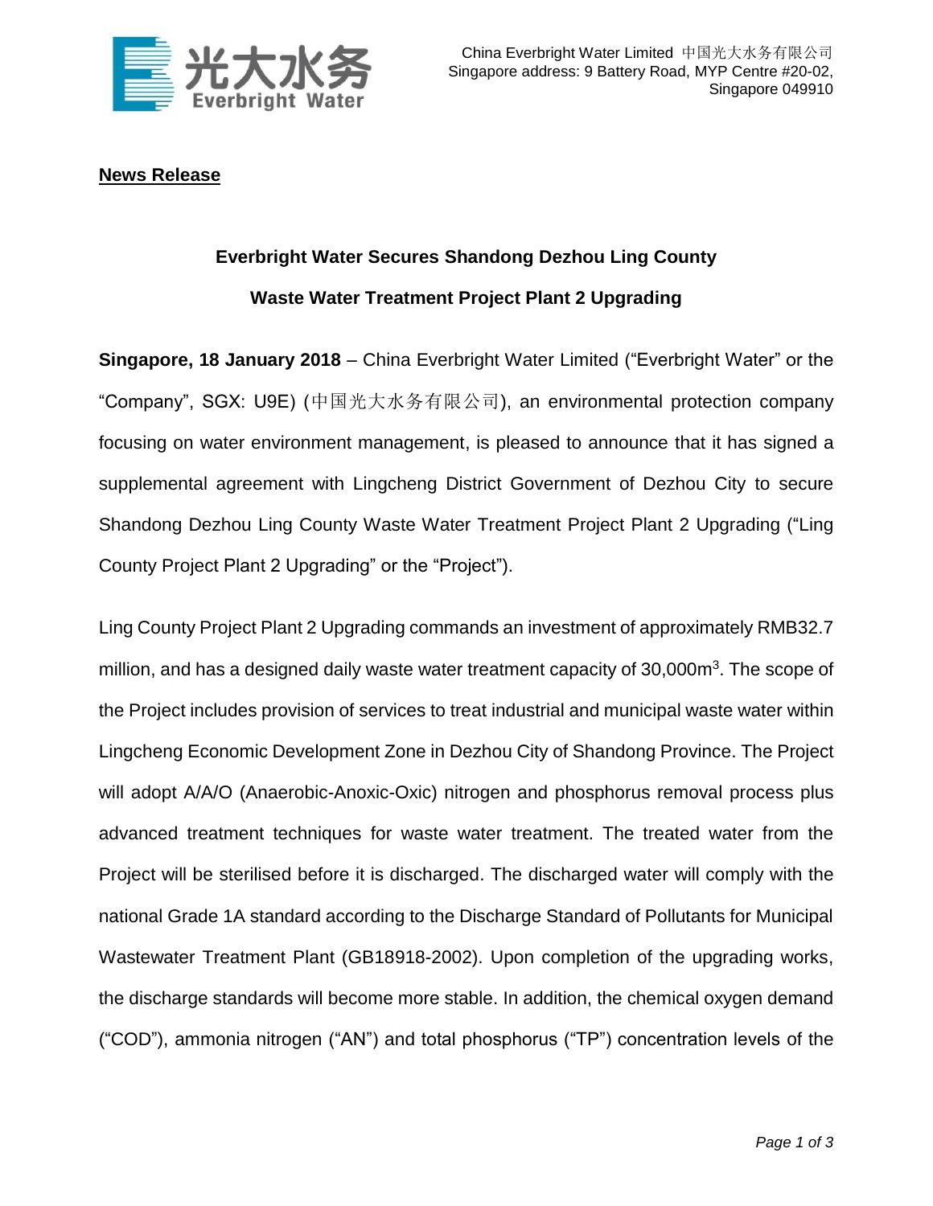China Everbright Water Limited 中国光大水务有限公司
Singapore address: 9 Battery Road, MYP Centre #20-02, Singapore 049910

**News Release**

## Everbright Water Secures Shandong Dezhou Ling County Waste Water Treatment Project Plant 2 Upgrading

**Singapore, 18 January 2018** – China Everbright Water Limited ("Everbright Water" or the "Company", SGX: U9E) (中国光大水务有限公司), an environmental protection company focusing on water environment management, is pleased to announce that it has signed a supplemental agreement with Lingcheng District Government of Dezhou City to secure Shandong Dezhou Ling County Waste Water Treatment Project Plant 2 Upgrading ("Ling County Project Plant 2 Upgrading" or the "Project").

Ling County Project Plant 2 Upgrading commands an investment of approximately RMB32.7 million, and has a designed daily waste water treatment capacity of 30,000$m^3$. The scope of the Project includes provision of services to treat industrial and municipal waste water within Lingcheng Economic Development Zone in Dezhou City of Shandong Province. The Project will adopt A/A/O (Anaerobic-Anoxic-Oxic) nitrogen and phosphorus removal process plus advanced treatment techniques for waste water treatment. The treated water from the Project will be sterilised before it is discharged. The discharged water will comply with the national Grade 1A standard according to the Discharge Standard of Pollutants for Municipal Wastewater Treatment Plant (GB18918-2002). Upon completion of the upgrading works, the discharge standards will become more stable. In addition, the chemical oxygen demand ("COD"), ammonia nitrogen ("AN") and total phosphorus ("TP") concentration levels of the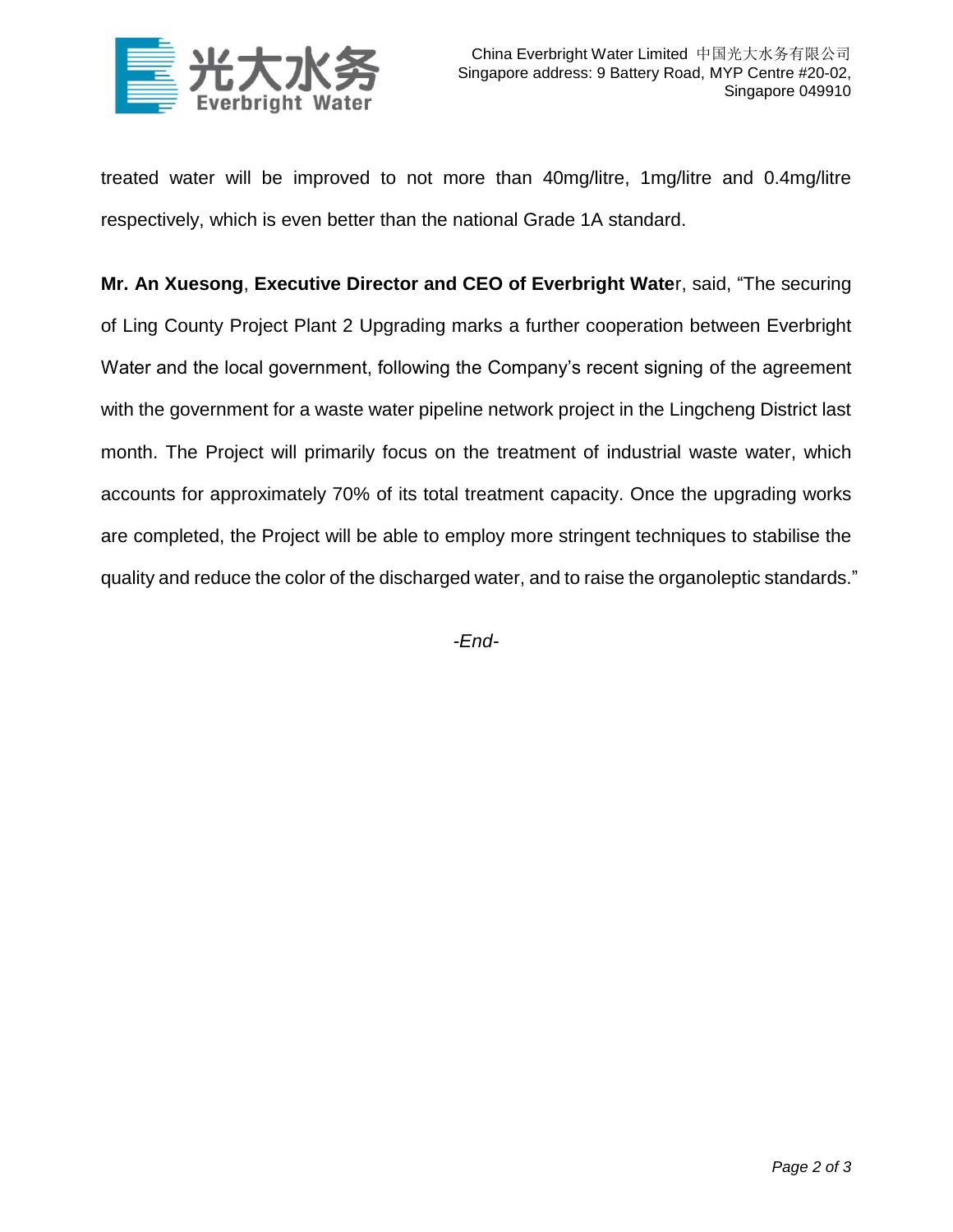treated water will be improved to not more than 40mg/litre, 1mg/litre and 0.4mg/litre respectively, which is even better than the national Grade 1A standard.

**Mr. An Xuesong**, **Executive Director and CEO of Everbright Wate**r, said, "The securing of Ling County Project Plant 2 Upgrading marks a further cooperation between Everbright Water and the local government, following the Company's recent signing of the agreement with the government for a waste water pipeline network project in the Lingcheng District last month. The Project will primarily focus on the treatment of industrial waste water, which accounts for approximately 70% of its total treatment capacity. Once the upgrading works are completed, the Project will be able to employ more stringent techniques to stabilise the quality and reduce the color of the discharged water, and to raise the organoleptic standards."

*-End-*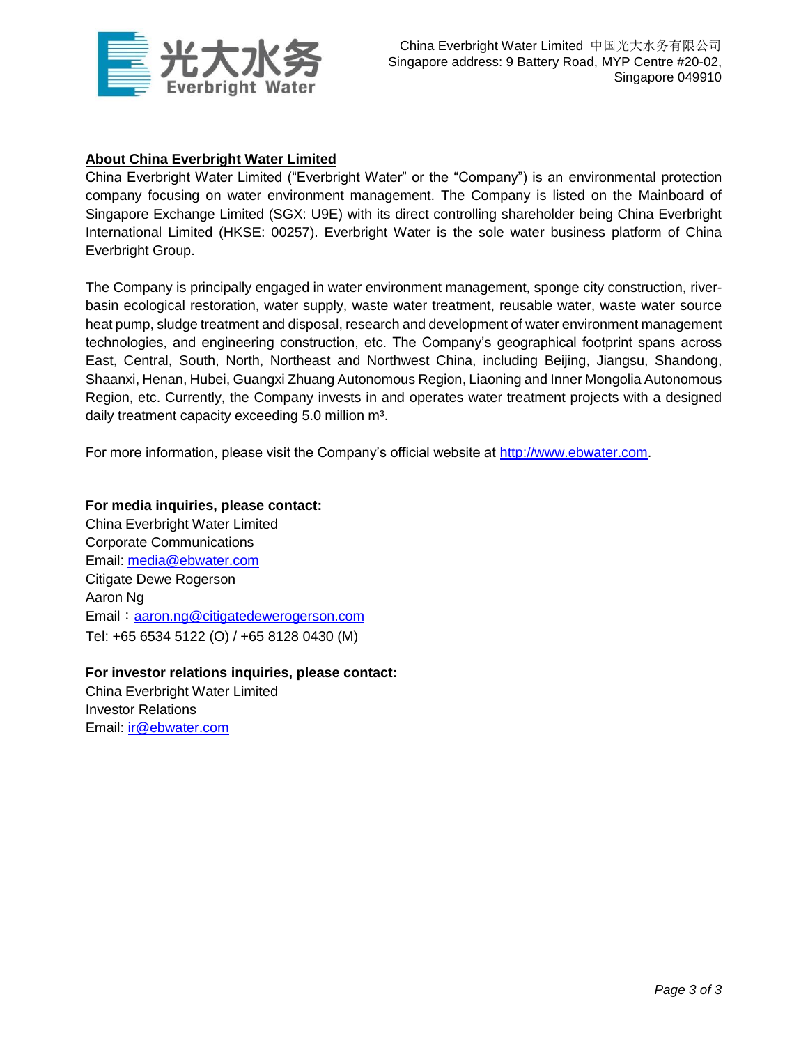China Everbright Water Limited 中国光大水务有限公司
Singapore address: 9 Battery Road, MYP Centre #20-02,
Singapore 049910

## About China Everbright Water Limited

China Everbright Water Limited ("Everbright Water" or the "Company") is an environmental protection company focusing on water environment management. The Company is listed on the Mainboard of Singapore Exchange Limited (SGX: U9E) with its direct controlling shareholder being China Everbright International Limited (HKSE: 00257). Everbright Water is the sole water business platform of China Everbright Group.

The Company is principally engaged in water environment management, sponge city construction, river-basin ecological restoration, water supply, waste water treatment, reusable water, waste water source heat pump, sludge treatment and disposal, research and development of water environment management technologies, and engineering construction, etc. The Company's geographical footprint spans across East, Central, South, North, Northeast and Northwest China, including Beijing, Jiangsu, Shandong, Shaanxi, Henan, Hubei, Guangxi Zhuang Autonomous Region, Liaoning and Inner Mongolia Autonomous Region, etc. Currently, the Company invests in and operates water treatment projects with a designed daily treatment capacity exceeding 5.0 million $m^3$.

For more information, please visit the Company's official website at http://www.ebwater.com.

**For media inquiries, please contact:**
China Everbright Water Limited
Corporate Communications
Email: media@ebwater.com
Citigate Dewe Rogerson
Aaron Ng
Email：aaron.ng@citigatedewerogerson.com
Tel: +65 6534 5122 (O) / +65 8128 0430 (M)

**For investor relations inquiries, please contact:**
China Everbright Water Limited
Investor Relations
Email: ir@ebwater.com